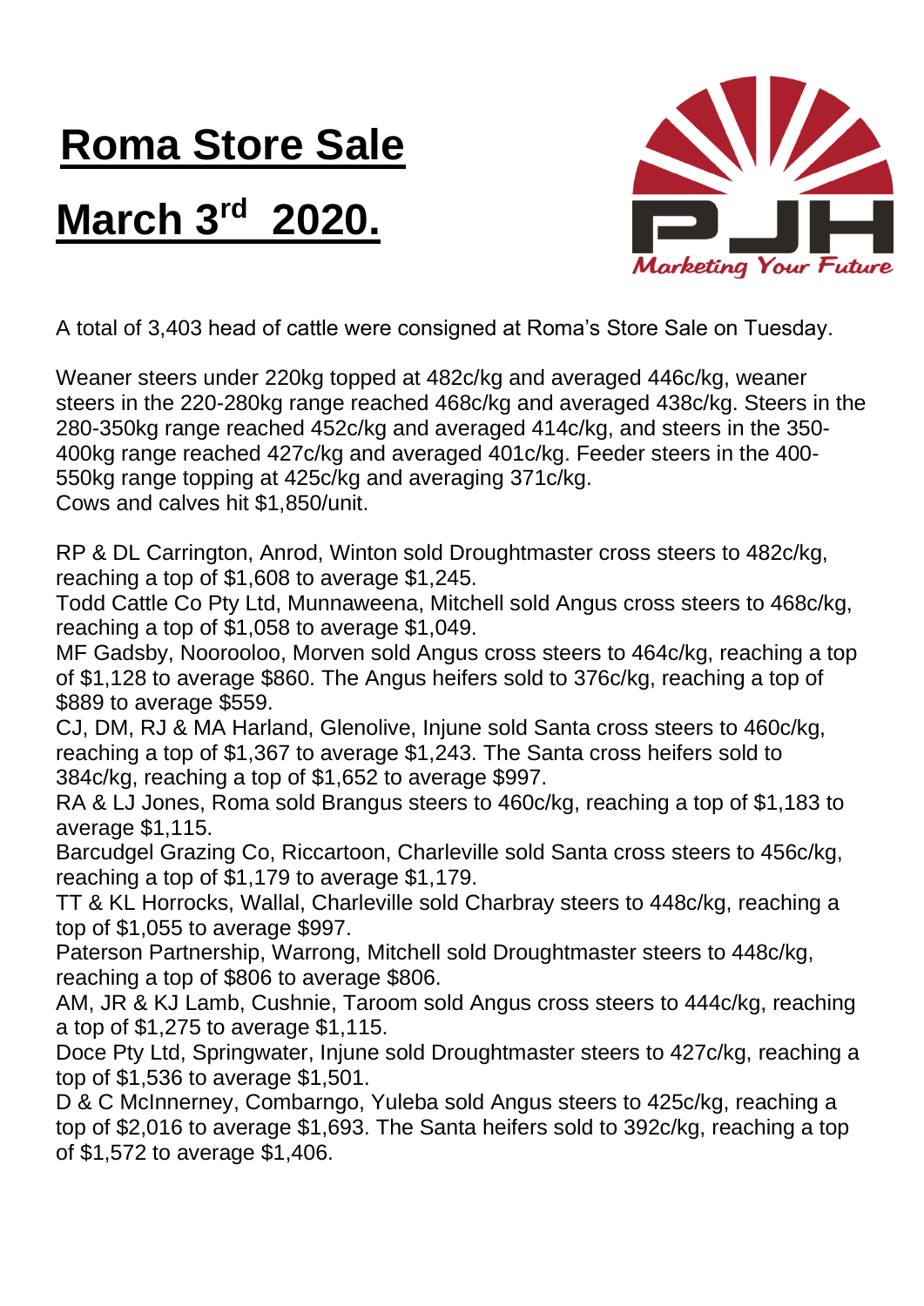# Roma Store Sale

# March 3rd 2020.

A total of 3,403 head of cattle were consigned at Roma's Store Sale on Tuesday.

Weaner steers under 220kg topped at 482c/kg and averaged 446c/kg, weaner steers in the 220-280kg range reached 468c/kg and averaged 438c/kg. Steers in the 280-350kg range reached 452c/kg and averaged 414c/kg, and steers in the 350-400kg range reached 427c/kg and averaged 401c/kg. Feeder steers in the 400-550kg range topping at 425c/kg and averaging 371c/kg.
Cows and calves hit $1,850/unit.

RP & DL Carrington, Anrod, Winton sold Droughtmaster cross steers to 482c/kg, reaching a top of $1,608 to average $1,245.
Todd Cattle Co Pty Ltd, Munnaweena, Mitchell sold Angus cross steers to 468c/kg, reaching a top of $1,058 to average $1,049.
MF Gadsby, Noorooloo, Morven sold Angus cross steers to 464c/kg, reaching a top of $1,128 to average $860. The Angus heifers sold to 376c/kg, reaching a top of $889 to average $559.
CJ, DM, RJ & MA Harland, Glenolive, Injune sold Santa cross steers to 460c/kg, reaching a top of $1,367 to average $1,243. The Santa cross heifers sold to 384c/kg, reaching a top of $1,652 to average $997.
RA & LJ Jones, Roma sold Brangus steers to 460c/kg, reaching a top of $1,183 to average $1,115.
Barcudgel Grazing Co, Riccartoon, Charleville sold Santa cross steers to 456c/kg, reaching a top of $1,179 to average $1,179.
TT & KL Horrocks, Wallal, Charleville sold Charbray steers to 448c/kg, reaching a top of $1,055 to average $997.
Paterson Partnership, Warrong, Mitchell sold Droughtmaster steers to 448c/kg, reaching a top of $806 to average $806.
AM, JR & KJ Lamb, Cushnie, Taroom sold Angus cross steers to 444c/kg, reaching a top of $1,275 to average $1,115.
Doce Pty Ltd, Springwater, Injune sold Droughtmaster steers to 427c/kg, reaching a top of $1,536 to average $1,501.
D & C McInnerney, Combarngo, Yuleba sold Angus steers to 425c/kg, reaching a top of $2,016 to average $1,693. The Santa heifers sold to 392c/kg, reaching a top of $1,572 to average $1,406.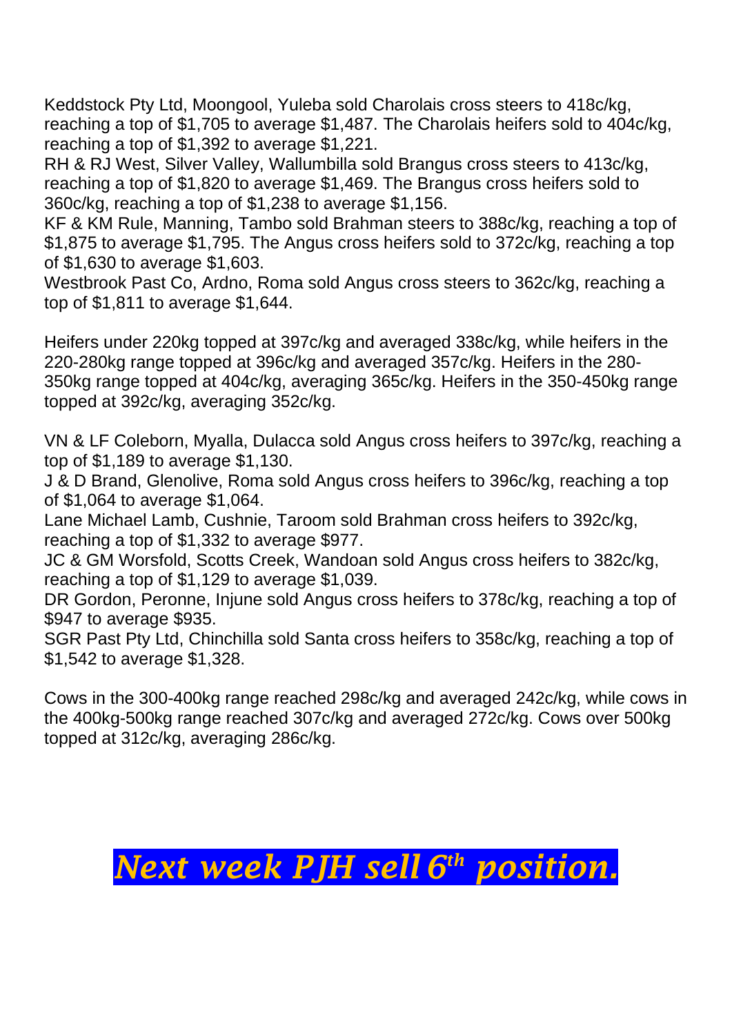Keddstock Pty Ltd, Moongool, Yuleba sold Charolais cross steers to 418c/kg, reaching a top of $1,705 to average $1,487. The Charolais heifers sold to 404c/kg, reaching a top of $1,392 to average $1,221.
RH & RJ West, Silver Valley, Wallumbilla sold Brangus cross steers to 413c/kg, reaching a top of $1,820 to average $1,469. The Brangus cross heifers sold to 360c/kg, reaching a top of $1,238 to average $1,156.
KF & KM Rule, Manning, Tambo sold Brahman steers to 388c/kg, reaching a top of $1,875 to average $1,795. The Angus cross heifers sold to 372c/kg, reaching a top of $1,630 to average $1,603.
Westbrook Past Co, Ardno, Roma sold Angus cross steers to 362c/kg, reaching a top of $1,811 to average $1,644.

Heifers under 220kg topped at 397c/kg and averaged 338c/kg, while heifers in the 220-280kg range topped at 396c/kg and averaged 357c/kg. Heifers in the 280-350kg range topped at 404c/kg, averaging 365c/kg. Heifers in the 350-450kg range topped at 392c/kg, averaging 352c/kg.

VN & LF Coleborn, Myalla, Dulacca sold Angus cross heifers to 397c/kg, reaching a top of $1,189 to average $1,130.
J & D Brand, Glenolive, Roma sold Angus cross heifers to 396c/kg, reaching a top of $1,064 to average $1,064.
Lane Michael Lamb, Cushnie, Taroom sold Brahman cross heifers to 392c/kg, reaching a top of $1,332 to average $977.
JC & GM Worsfold, Scotts Creek, Wandoan sold Angus cross heifers to 382c/kg, reaching a top of $1,129 to average $1,039.
DR Gordon, Peronne, Injune sold Angus cross heifers to 378c/kg, reaching a top of $947 to average $935.
SGR Past Pty Ltd, Chinchilla sold Santa cross heifers to 358c/kg, reaching a top of $1,542 to average $1,328.

Cows in the 300-400kg range reached 298c/kg and averaged 242c/kg, while cows in the 400kg-500kg range reached 307c/kg and averaged 272c/kg. Cows over 500kg topped at 312c/kg, averaging 286c/kg.

***Next week PJH sell 6th position.***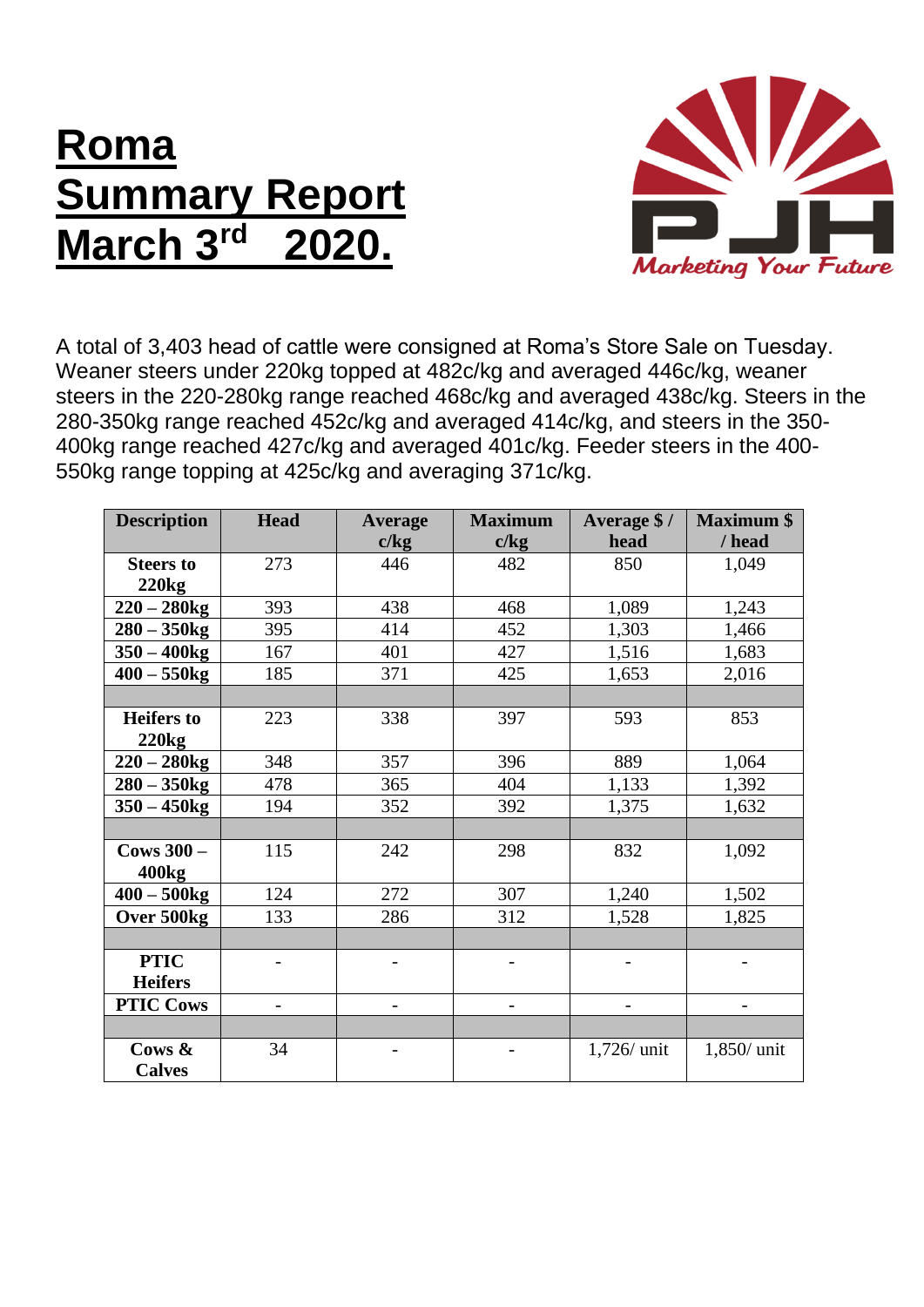# Roma Summary Report March 3rd 2020.

PJH Marketing Your Future

A total of 3,403 head of cattle were consigned at Roma's Store Sale on Tuesday. Weaner steers under 220kg topped at 482c/kg and averaged 446c/kg, weaner steers in the 220-280kg range reached 468c/kg and averaged 438c/kg. Steers in the 280-350kg range reached 452c/kg and averaged 414c/kg, and steers in the 350-400kg range reached 427c/kg and averaged 401c/kg. Feeder steers in the 400-550kg range topping at 425c/kg and averaging 371c/kg.

| Description | Head | Average c/kg | Maximum c/kg | Average $ / head | Maximum $ / head |
|---|---|---|---|---|---|
| **Steers to 220kg** | 273 | 446 | 482 | 850 | 1,049 |
| **220 – 280kg** | 393 | 438 | 468 | 1,089 | 1,243 |
| **280 – 350kg** | 395 | 414 | 452 | 1,303 | 1,466 |
| **350 – 400kg** | 167 | 401 | 427 | 1,516 | 1,683 |
| **400 – 550kg** | 185 | 371 | 425 | 1,653 | 2,016 |
| | | | | | |
| **Heifers to 220kg** | 223 | 338 | 397 | 593 | 853 |
| **220 – 280kg** | 348 | 357 | 396 | 889 | 1,064 |
| **280 – 350kg** | 478 | 365 | 404 | 1,133 | 1,392 |
| **350 – 450kg** | 194 | 352 | 392 | 1,375 | 1,632 |
| | | | | | |
| **Cows 300 – 400kg** | 115 | 242 | 298 | 832 | 1,092 |
| **400 – 500kg** | 124 | 272 | 307 | 1,240 | 1,502 |
| **Over 500kg** | 133 | 286 | 312 | 1,528 | 1,825 |
| | | | | | |
| **PTIC Heifers** | - | - | - | - | - |
| **PTIC Cows** | - | - | - | - | - |
| | | | | | |
| **Cows & Calves** | 34 | - | - | 1,726/ unit | 1,850/ unit |